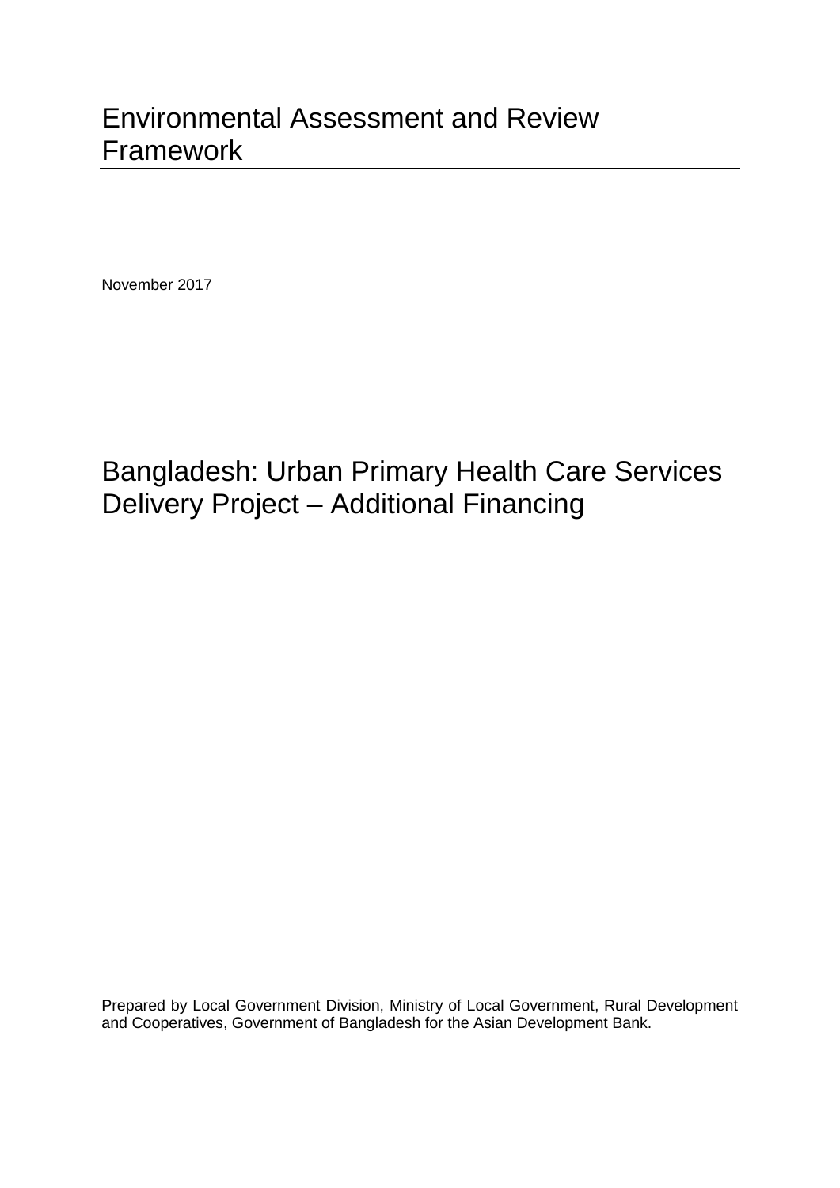# Environmental Assessment and Review Framework

November 2017

## Bangladesh: Urban Primary Health Care Services Delivery Project – Additional Financing

Prepared by Local Government Division, Ministry of Local Government, Rural Development and Cooperatives, Government of Bangladesh for the Asian Development Bank.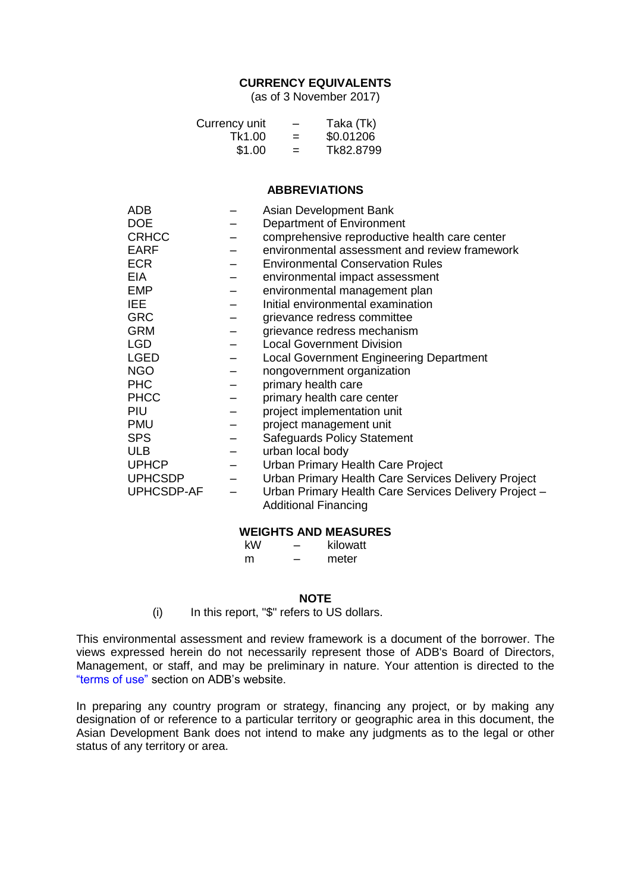## CURRENCY EQUIVALENTS

(as of 3 November 2017)

| | | |
|---|---|---|
| Currency unit | – | Taka (Tk) |
| Tk1.00 | = | $0.01206 |
| $1.00 | = | Tk82.8799 |

## ABBREVIATIONS

| | | |
|---|---|---|
| ADB | – | Asian Development Bank |
| DOE | – | Department of Environment |
| CRHCC | – | comprehensive reproductive health care center |
| EARF | – | environmental assessment and review framework |
| ECR | – | Environmental Conservation Rules |
| EIA | – | environmental impact assessment |
| EMP | – | environmental management plan |
| IEE | – | Initial environmental examination |
| GRC | – | grievance redress committee |
| GRM | – | grievance redress mechanism |
| LGD | – | Local Government Division |
| LGED | – | Local Government Engineering Department |
| NGO | – | nongovernment organization |
| PHC | – | primary health care |
| PHCC | – | primary health care center |
| PIU | – | project implementation unit |
| PMU | – | project management unit |
| SPS | – | Safeguards Policy Statement |
| ULB | – | urban local body |
| UPHCP | – | Urban Primary Health Care Project |
| UPHCSDP | – | Urban Primary Health Care Services Delivery Project |
| UPHCSDP-AF | – | Urban Primary Health Care Services Delivery Project – Additional Financing |

## WEIGHTS AND MEASURES

| | | |
|---|---|---|
| kW | – | kilowatt |
| m | – | meter |

## NOTE

(i) In this report, "$" refers to US dollars.

This environmental assessment and review framework is a document of the borrower. The views expressed herein do not necessarily represent those of ADB's Board of Directors, Management, or staff, and may be preliminary in nature. Your attention is directed to the "terms of use" section on ADB's website.

In preparing any country program or strategy, financing any project, or by making any designation of or reference to a particular territory or geographic area in this document, the Asian Development Bank does not intend to make any judgments as to the legal or other status of any territory or area.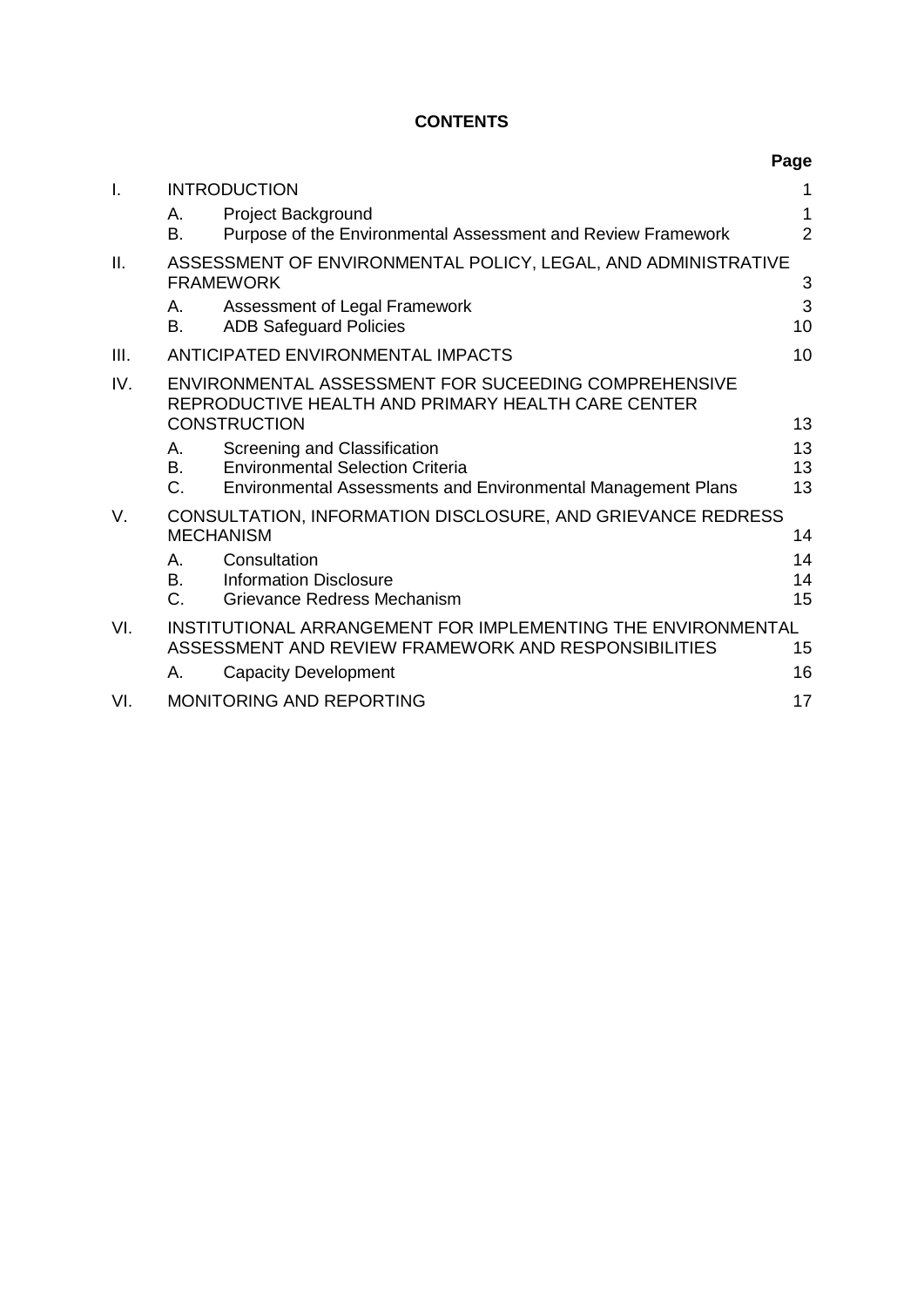**CONTENTS**

| | | | Page |
|---|---|---|---|
| I. | INTRODUCTION | | 1 |
| | A. | Project Background | 1 |
| | B. | Purpose of the Environmental Assessment and Review Framework | 2 |
| II. | ASSESSMENT OF ENVIRONMENTAL POLICY, LEGAL, AND ADMINISTRATIVE FRAMEWORK | | 3 |
| | A. | Assessment of Legal Framework | 3 |
| | B. | ADB Safeguard Policies | 10 |
| III. | ANTICIPATED ENVIRONMENTAL IMPACTS | | 10 |
| IV. | ENVIRONMENTAL ASSESSMENT FOR SUCEEDING COMPREHENSIVE REPRODUCTIVE HEALTH AND PRIMARY HEALTH CARE CENTER CONSTRUCTION | | 13 |
| | A. | Screening and Classification | 13 |
| | B. | Environmental Selection Criteria | 13 |
| | C. | Environmental Assessments and Environmental Management Plans | 13 |
| V. | CONSULTATION, INFORMATION DISCLOSURE, AND GRIEVANCE REDRESS MECHANISM | | 14 |
| | A. | Consultation | 14 |
| | B. | Information Disclosure | 14 |
| | C. | Grievance Redress Mechanism | 15 |
| VI. | INSTITUTIONAL ARRANGEMENT FOR IMPLEMENTING THE ENVIRONMENTAL ASSESSMENT AND REVIEW FRAMEWORK AND RESPONSIBILITIES | | 15 |
| | A. | Capacity Development | 16 |
| VI. | MONITORING AND REPORTING | | 17 |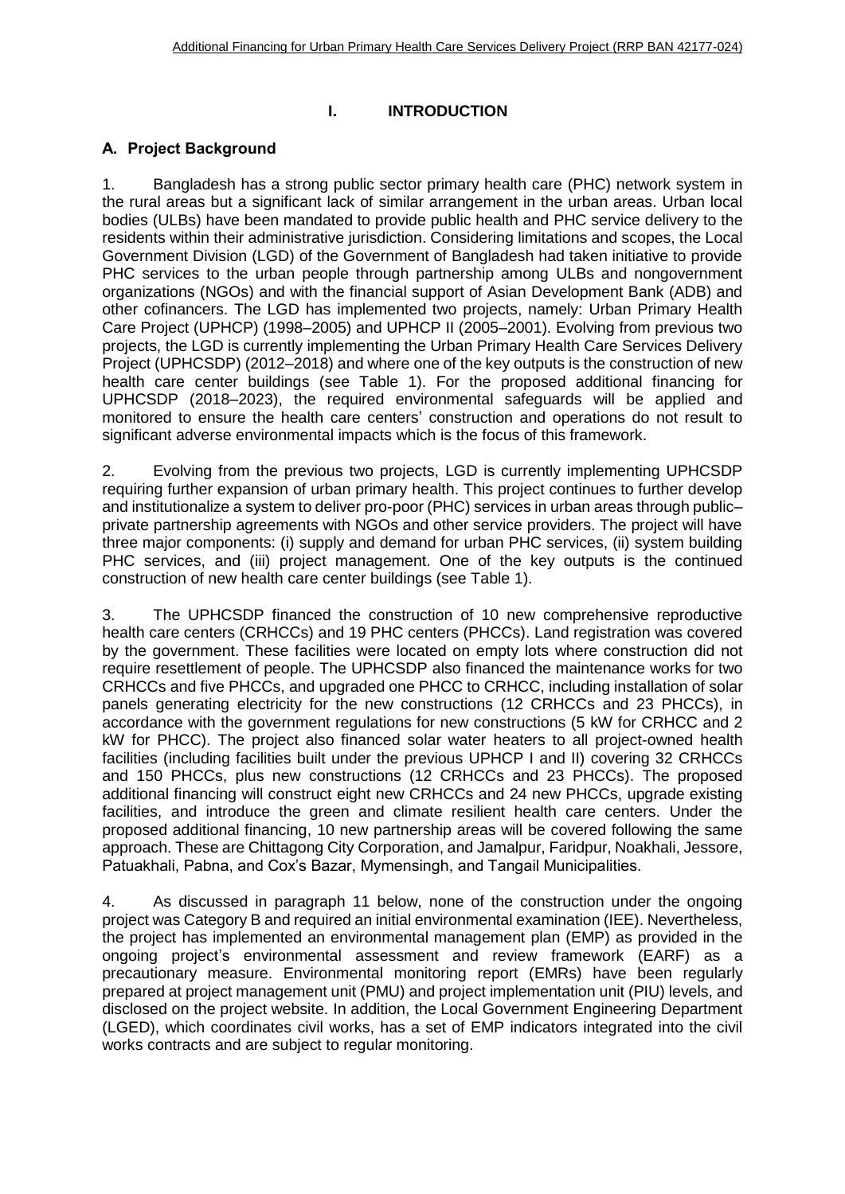# I. INTRODUCTION

## A. Project Background

1. Bangladesh has a strong public sector primary health care (PHC) network system in the rural areas but a significant lack of similar arrangement in the urban areas. Urban local bodies (ULBs) have been mandated to provide public health and PHC service delivery to the residents within their administrative jurisdiction. Considering limitations and scopes, the Local Government Division (LGD) of the Government of Bangladesh had taken initiative to provide PHC services to the urban people through partnership among ULBs and nongovernment organizations (NGOs) and with the financial support of Asian Development Bank (ADB) and other cofinancers. The LGD has implemented two projects, namely: Urban Primary Health Care Project (UPHCP) (1998–2005) and UPHCP II (2005–2001). Evolving from previous two projects, the LGD is currently implementing the Urban Primary Health Care Services Delivery Project (UPHCSDP) (2012–2018) and where one of the key outputs is the construction of new health care center buildings (see Table 1). For the proposed additional financing for UPHCSDP (2018–2023), the required environmental safeguards will be applied and monitored to ensure the health care centers' construction and operations do not result to significant adverse environmental impacts which is the focus of this framework.

2. Evolving from the previous two projects, LGD is currently implementing UPHCSDP requiring further expansion of urban primary health. This project continues to further develop and institutionalize a system to deliver pro-poor (PHC) services in urban areas through public–private partnership agreements with NGOs and other service providers. The project will have three major components: (i) supply and demand for urban PHC services, (ii) system building PHC services, and (iii) project management. One of the key outputs is the continued construction of new health care center buildings (see Table 1).

3. The UPHCSDP financed the construction of 10 new comprehensive reproductive health care centers (CRHCCs) and 19 PHC centers (PHCCs). Land registration was covered by the government. These facilities were located on empty lots where construction did not require resettlement of people. The UPHCSDP also financed the maintenance works for two CRHCCs and five PHCCs, and upgraded one PHCC to CRHCC, including installation of solar panels generating electricity for the new constructions (12 CRHCCs and 23 PHCCs), in accordance with the government regulations for new constructions (5 kW for CRHCC and 2 kW for PHCC). The project also financed solar water heaters to all project-owned health facilities (including facilities built under the previous UPHCP I and II) covering 32 CRHCCs and 150 PHCCs, plus new constructions (12 CRHCCs and 23 PHCCs). The proposed additional financing will construct eight new CRHCCs and 24 new PHCCs, upgrade existing facilities, and introduce the green and climate resilient health care centers. Under the proposed additional financing, 10 new partnership areas will be covered following the same approach. These are Chittagong City Corporation, and Jamalpur, Faridpur, Noakhali, Jessore, Patuakhali, Pabna, and Cox's Bazar, Mymensingh, and Tangail Municipalities.

4. As discussed in paragraph 11 below, none of the construction under the ongoing project was Category B and required an initial environmental examination (IEE). Nevertheless, the project has implemented an environmental management plan (EMP) as provided in the ongoing project's environmental assessment and review framework (EARF) as a precautionary measure. Environmental monitoring report (EMRs) have been regularly prepared at project management unit (PMU) and project implementation unit (PIU) levels, and disclosed on the project website. In addition, the Local Government Engineering Department (LGED), which coordinates civil works, has a set of EMP indicators integrated into the civil works contracts and are subject to regular monitoring.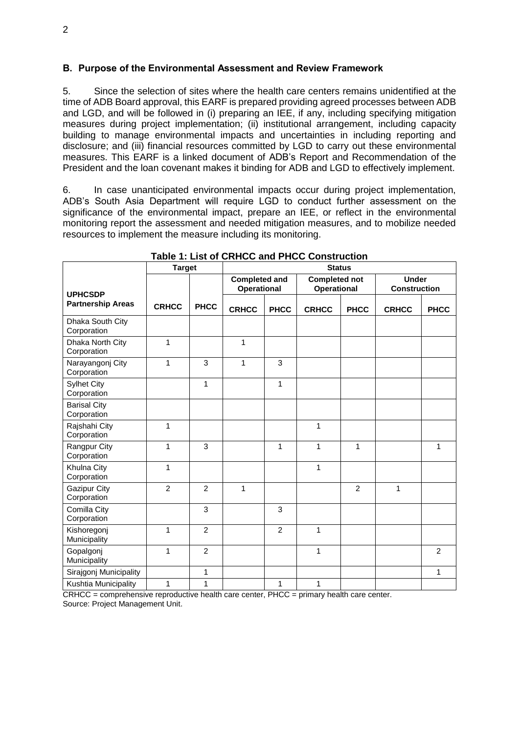### B. Purpose of the Environmental Assessment and Review Framework

5. Since the selection of sites where the health care centers remains unidentified at the time of ADB Board approval, this EARF is prepared providing agreed processes between ADB and LGD, and will be followed in (i) preparing an IEE, if any, including specifying mitigation measures during project implementation; (ii) institutional arrangement, including capacity building to manage environmental impacts and uncertainties in including reporting and disclosure; and (iii) financial resources committed by LGD to carry out these environmental measures. This EARF is a linked document of ADB's Report and Recommendation of the President and the loan covenant makes it binding for ADB and LGD to effectively implement.

6. In case unanticipated environmental impacts occur during project implementation, ADB's South Asia Department will require LGD to conduct further assessment on the significance of the environmental impact, prepare an IEE, or reflect in the environmental monitoring report the assessment and needed mitigation measures, and to mobilize needed resources to implement the measure including its monitoring.

**Table 1: List of CRHCC and PHCC Construction**

| UPHCSDP Partnership Areas | Target | | Status | | | | | |
|---|---|---|---|---|---|---|---|---|
| | | | Completed and Operational | | Completed not Operational | | Under Construction | |
| | CRHCC | PHCC | CRHCC | PHCC | CRHCC | PHCC | CRHCC | PHCC |
| Dhaka South City Corporation | | | | | | | | |
| Dhaka North City Corporation | 1 | | 1 | | | | | |
| Narayangonj City Corporation | 1 | 3 | 1 | 3 | | | | |
| Sylhet City Corporation | | 1 | | 1 | | | | |
| Barisal City Corporation | | | | | | | | |
| Rajshahi City Corporation | 1 | | | | 1 | | | |
| Rangpur City Corporation | 1 | 3 | | 1 | 1 | 1 | | 1 |
| Khulna City Corporation | 1 | | | | 1 | | | |
| Gazipur City Corporation | 2 | 2 | 1 | | | 2 | 1 | |
| Comilla City Corporation | | 3 | | 3 | | | | |
| Kishoregonj Municipality | 1 | 2 | | 2 | 1 | | | |
| Gopalgonj Municipality | 1 | 2 | | | 1 | | | 2 |
| Sirajgonj Municipality | | 1 | | | | | | 1 |
| Kushtia Municipality | 1 | 1 | | 1 | 1 | | | |

CRHCC = comprehensive reproductive health care center, PHCC = primary health care center.
Source: Project Management Unit.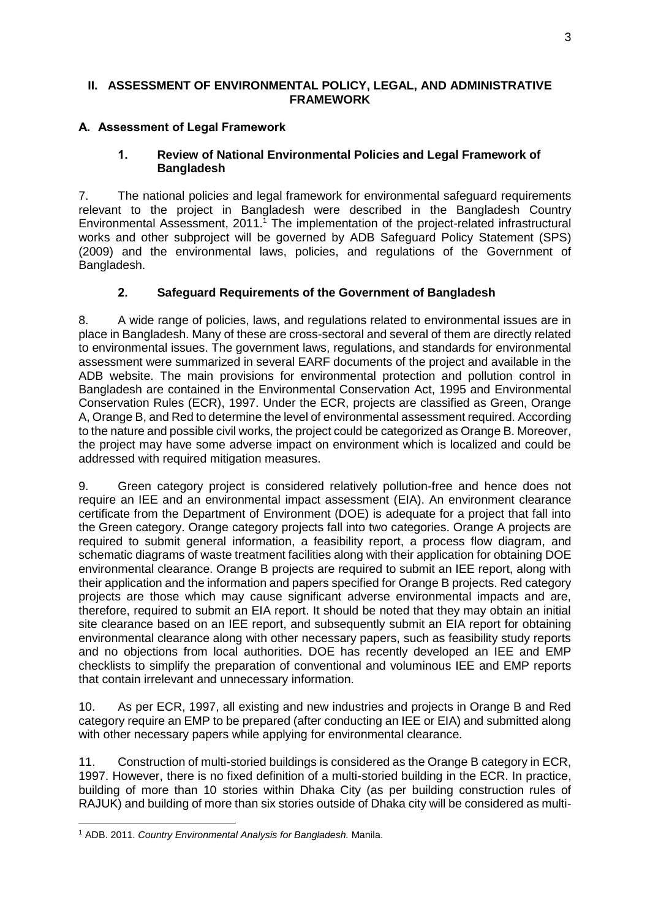## II. ASSESSMENT OF ENVIRONMENTAL POLICY, LEGAL, AND ADMINISTRATIVE FRAMEWORK

### A. Assessment of Legal Framework

#### 1. Review of National Environmental Policies and Legal Framework of Bangladesh

7. The national policies and legal framework for environmental safeguard requirements relevant to the project in Bangladesh were described in the Bangladesh Country Environmental Assessment, 2011.[1] The implementation of the project-related infrastructural works and other subproject will be governed by ADB Safeguard Policy Statement (SPS) (2009) and the environmental laws, policies, and regulations of the Government of Bangladesh.

#### 2. Safeguard Requirements of the Government of Bangladesh

8. A wide range of policies, laws, and regulations related to environmental issues are in place in Bangladesh. Many of these are cross-sectoral and several of them are directly related to environmental issues. The government laws, regulations, and standards for environmental assessment were summarized in several EARF documents of the project and available in the ADB website. The main provisions for environmental protection and pollution control in Bangladesh are contained in the Environmental Conservation Act, 1995 and Environmental Conservation Rules (ECR), 1997. Under the ECR, projects are classified as Green, Orange A, Orange B, and Red to determine the level of environmental assessment required. According to the nature and possible civil works, the project could be categorized as Orange B. Moreover, the project may have some adverse impact on environment which is localized and could be addressed with required mitigation measures.

9. Green category project is considered relatively pollution-free and hence does not require an IEE and an environmental impact assessment (EIA). An environment clearance certificate from the Department of Environment (DOE) is adequate for a project that fall into the Green category. Orange category projects fall into two categories. Orange A projects are required to submit general information, a feasibility report, a process flow diagram, and schematic diagrams of waste treatment facilities along with their application for obtaining DOE environmental clearance. Orange B projects are required to submit an IEE report, along with their application and the information and papers specified for Orange B projects. Red category projects are those which may cause significant adverse environmental impacts and are, therefore, required to submit an EIA report. It should be noted that they may obtain an initial site clearance based on an IEE report, and subsequently submit an EIA report for obtaining environmental clearance along with other necessary papers, such as feasibility study reports and no objections from local authorities. DOE has recently developed an IEE and EMP checklists to simplify the preparation of conventional and voluminous IEE and EMP reports that contain irrelevant and unnecessary information.

10. As per ECR, 1997, all existing and new industries and projects in Orange B and Red category require an EMP to be prepared (after conducting an IEE or EIA) and submitted along with other necessary papers while applying for environmental clearance.

11. Construction of multi-storied buildings is considered as the Orange B category in ECR, 1997. However, there is no fixed definition of a multi-storied building in the ECR. In practice, building of more than 10 stories within Dhaka City (as per building construction rules of RAJUK) and building of more than six stories outside of Dhaka city will be considered as multi-

[1] ADB. 2011. *Country Environmental Analysis for Bangladesh.* Manila.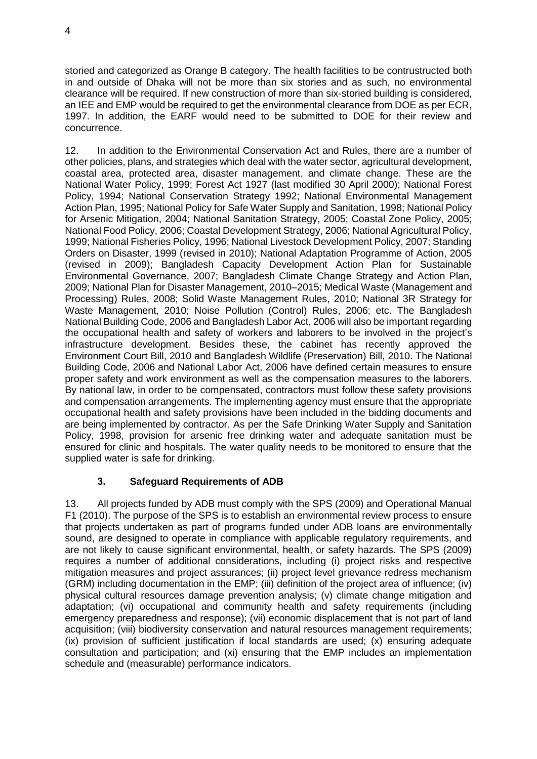storied and categorized as Orange B category. The health facilities to be contrustructed both in and outside of Dhaka will not be more than six stories and as such, no environmental clearance will be required. If new construction of more than six-storied building is considered, an IEE and EMP would be required to get the environmental clearance from DOE as per ECR, 1997. In addition, the EARF would need to be submitted to DOE for their review and concurrence.

12. In addition to the Environmental Conservation Act and Rules, there are a number of other policies, plans, and strategies which deal with the water sector, agricultural development, coastal area, protected area, disaster management, and climate change. These are the National Water Policy, 1999; Forest Act 1927 (last modified 30 April 2000); National Forest Policy, 1994; National Conservation Strategy 1992; National Environmental Management Action Plan, 1995; National Policy for Safe Water Supply and Sanitation, 1998; National Policy for Arsenic Mitigation, 2004; National Sanitation Strategy, 2005; Coastal Zone Policy, 2005; National Food Policy, 2006; Coastal Development Strategy, 2006; National Agricultural Policy, 1999; National Fisheries Policy, 1996; National Livestock Development Policy, 2007; Standing Orders on Disaster, 1999 (revised in 2010); National Adaptation Programme of Action, 2005 (revised in 2009); Bangladesh Capacity Development Action Plan for Sustainable Environmental Governance, 2007; Bangladesh Climate Change Strategy and Action Plan, 2009; National Plan for Disaster Management, 2010–2015; Medical Waste (Management and Processing) Rules, 2008; Solid Waste Management Rules, 2010; National 3R Strategy for Waste Management, 2010; Noise Pollution (Control) Rules, 2006; etc. The Bangladesh National Building Code, 2006 and Bangladesh Labor Act, 2006 will also be important regarding the occupational health and safety of workers and laborers to be involved in the project's infrastructure development. Besides these, the cabinet has recently approved the Environment Court Bill, 2010 and Bangladesh Wildlife (Preservation) Bill, 2010. The National Building Code, 2006 and National Labor Act, 2006 have defined certain measures to ensure proper safety and work environment as well as the compensation measures to the laborers. By national law, in order to be compensated, contractors must follow these safety provisions and compensation arrangements. The implementing agency must ensure that the appropriate occupational health and safety provisions have been included in the bidding documents and are being implemented by contractor. As per the Safe Drinking Water Supply and Sanitation Policy, 1998, provision for arsenic free drinking water and adequate sanitation must be ensured for clinic and hospitals. The water quality needs to be monitored to ensure that the supplied water is safe for drinking.

### 3. Safeguard Requirements of ADB

13. All projects funded by ADB must comply with the SPS (2009) and Operational Manual F1 (2010). The purpose of the SPS is to establish an environmental review process to ensure that projects undertaken as part of programs funded under ADB loans are environmentally sound, are designed to operate in compliance with applicable regulatory requirements, and are not likely to cause significant environmental, health, or safety hazards. The SPS (2009) requires a number of additional considerations, including (i) project risks and respective mitigation measures and project assurances; (ii) project level grievance redress mechanism (GRM) including documentation in the EMP; (iii) definition of the project area of influence; (iv) physical cultural resources damage prevention analysis; (v) climate change mitigation and adaptation; (vi) occupational and community health and safety requirements (including emergency preparedness and response); (vii) economic displacement that is not part of land acquisition; (viii) biodiversity conservation and natural resources management requirements; (ix) provision of sufficient justification if local standards are used; (x) ensuring adequate consultation and participation; and (xi) ensuring that the EMP includes an implementation schedule and (measurable) performance indicators.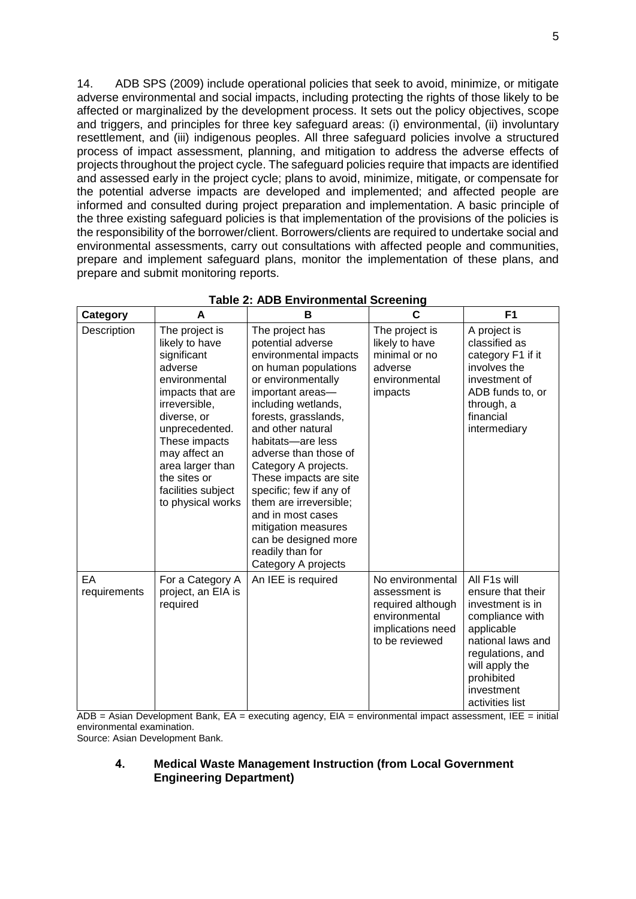14. ADB SPS (2009) include operational policies that seek to avoid, minimize, or mitigate adverse environmental and social impacts, including protecting the rights of those likely to be affected or marginalized by the development process. It sets out the policy objectives, scope and triggers, and principles for three key safeguard areas: (i) environmental, (ii) involuntary resettlement, and (iii) indigenous peoples. All three safeguard policies involve a structured process of impact assessment, planning, and mitigation to address the adverse effects of projects throughout the project cycle. The safeguard policies require that impacts are identified and assessed early in the project cycle; plans to avoid, minimize, mitigate, or compensate for the potential adverse impacts are developed and implemented; and affected people are informed and consulted during project preparation and implementation. A basic principle of the three existing safeguard policies is that implementation of the provisions of the policies is the responsibility of the borrower/client. Borrowers/clients are required to undertake social and environmental assessments, carry out consultations with affected people and communities, prepare and implement safeguard plans, monitor the implementation of these plans, and prepare and submit monitoring reports.

**Table 2: ADB Environmental Screening**

| Category | A | B | C | F1 |
|---|---|---|---|---|
| Description | The project is likely to have significant adverse environmental impacts that are irreversible, diverse, or unprecedented. These impacts may affect an area larger than the sites or facilities subject to physical works | The project has potential adverse environmental impacts on human populations or environmentally important areas—including wetlands, forests, grasslands, and other natural habitats—are less adverse than those of Category A projects. These impacts are site specific; few if any of them are irreversible; and in most cases mitigation measures can be designed more readily than for Category A projects | The project is likely to have minimal or no adverse environmental impacts | A project is classified as category F1 if it involves the investment of ADB funds to, or through, a financial intermediary |
| EA requirements | For a Category A project, an EIA is required | An IEE is required | No environmental assessment is required although environmental implications need to be reviewed | All F1s will ensure that their investment is in compliance with applicable national laws and regulations, and will apply the prohibited investment activities list |

ADB = Asian Development Bank, EA = executing agency, EIA = environmental impact assessment, IEE = initial environmental examination.
Source: Asian Development Bank.

## 4. Medical Waste Management Instruction (from Local Government Engineering Department)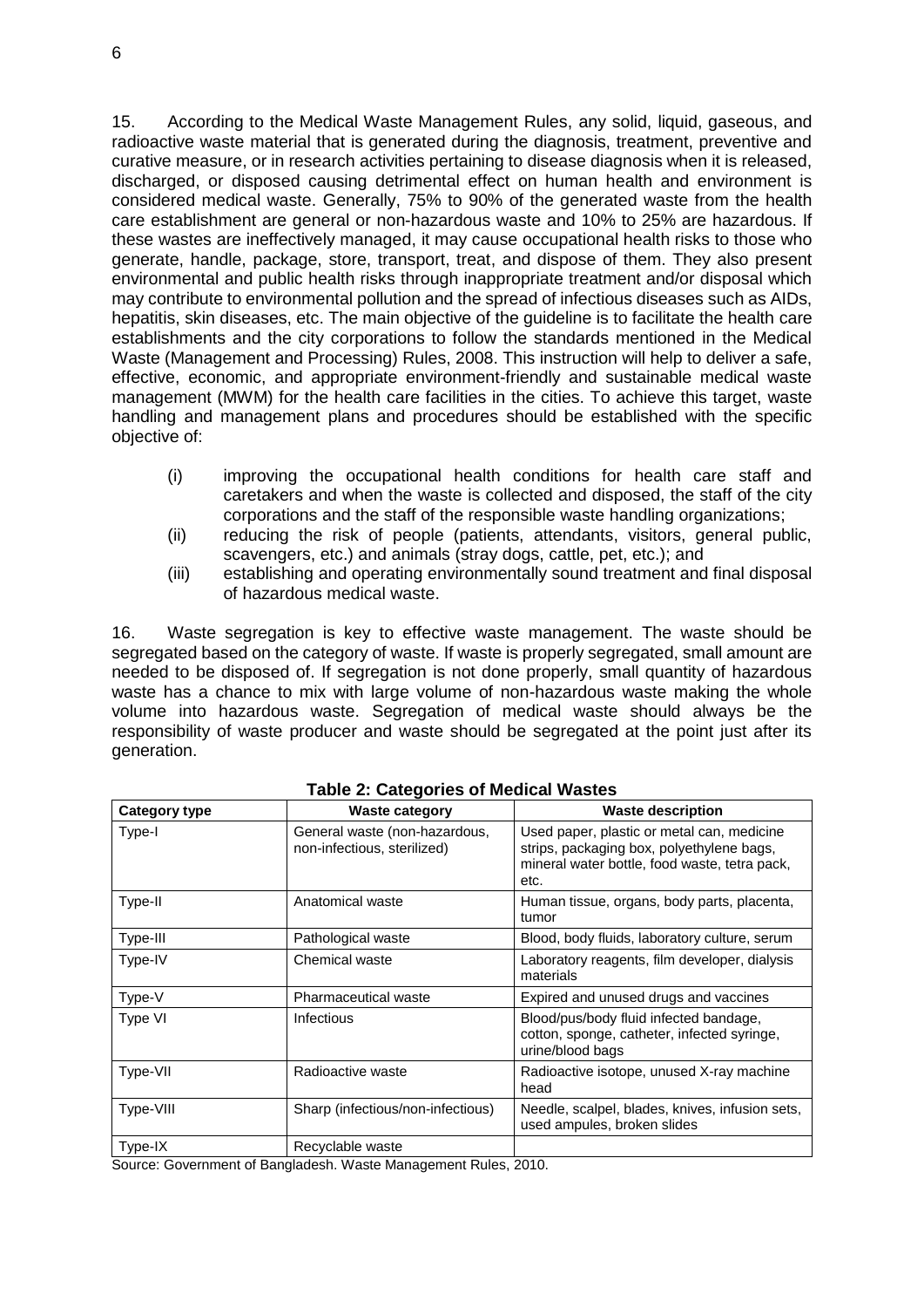15. According to the Medical Waste Management Rules, any solid, liquid, gaseous, and radioactive waste material that is generated during the diagnosis, treatment, preventive and curative measure, or in research activities pertaining to disease diagnosis when it is released, discharged, or disposed causing detrimental effect on human health and environment is considered medical waste. Generally, 75% to 90% of the generated waste from the health care establishment are general or non-hazardous waste and 10% to 25% are hazardous. If these wastes are ineffectively managed, it may cause occupational health risks to those who generate, handle, package, store, transport, treat, and dispose of them. They also present environmental and public health risks through inappropriate treatment and/or disposal which may contribute to environmental pollution and the spread of infectious diseases such as AIDs, hepatitis, skin diseases, etc. The main objective of the guideline is to facilitate the health care establishments and the city corporations to follow the standards mentioned in the Medical Waste (Management and Processing) Rules, 2008. This instruction will help to deliver a safe, effective, economic, and appropriate environment-friendly and sustainable medical waste management (MWM) for the health care facilities in the cities. To achieve this target, waste handling and management plans and procedures should be established with the specific objective of:

(i) improving the occupational health conditions for health care staff and caretakers and when the waste is collected and disposed, the staff of the city corporations and the staff of the responsible waste handling organizations;

(ii) reducing the risk of people (patients, attendants, visitors, general public, scavengers, etc.) and animals (stray dogs, cattle, pet, etc.); and

(iii) establishing and operating environmentally sound treatment and final disposal of hazardous medical waste.

16. Waste segregation is key to effective waste management. The waste should be segregated based on the category of waste. If waste is properly segregated, small amount are needed to be disposed of. If segregation is not done properly, small quantity of hazardous waste has a chance to mix with large volume of non-hazardous waste making the whole volume into hazardous waste. Segregation of medical waste should always be the responsibility of waste producer and waste should be segregated at the point just after its generation.

**Table 2: Categories of Medical Wastes**

| Category type | Waste category | Waste description |
|---|---|---|
| Type-I | General waste (non-hazardous, non-infectious, sterilized) | Used paper, plastic or metal can, medicine strips, packaging box, polyethylene bags, mineral water bottle, food waste, tetra pack, etc. |
| Type-II | Anatomical waste | Human tissue, organs, body parts, placenta, tumor |
| Type-III | Pathological waste | Blood, body fluids, laboratory culture, serum |
| Type-IV | Chemical waste | Laboratory reagents, film developer, dialysis materials |
| Type-V | Pharmaceutical waste | Expired and unused drugs and vaccines |
| Type VI | Infectious | Blood/pus/body fluid infected bandage, cotton, sponge, catheter, infected syringe, urine/blood bags |
| Type-VII | Radioactive waste | Radioactive isotope, unused X-ray machine head |
| Type-VIII | Sharp (infectious/non-infectious) | Needle, scalpel, blades, knives, infusion sets, used ampules, broken slides |
| Type-IX | Recyclable waste | |

Source: Government of Bangladesh. Waste Management Rules, 2010.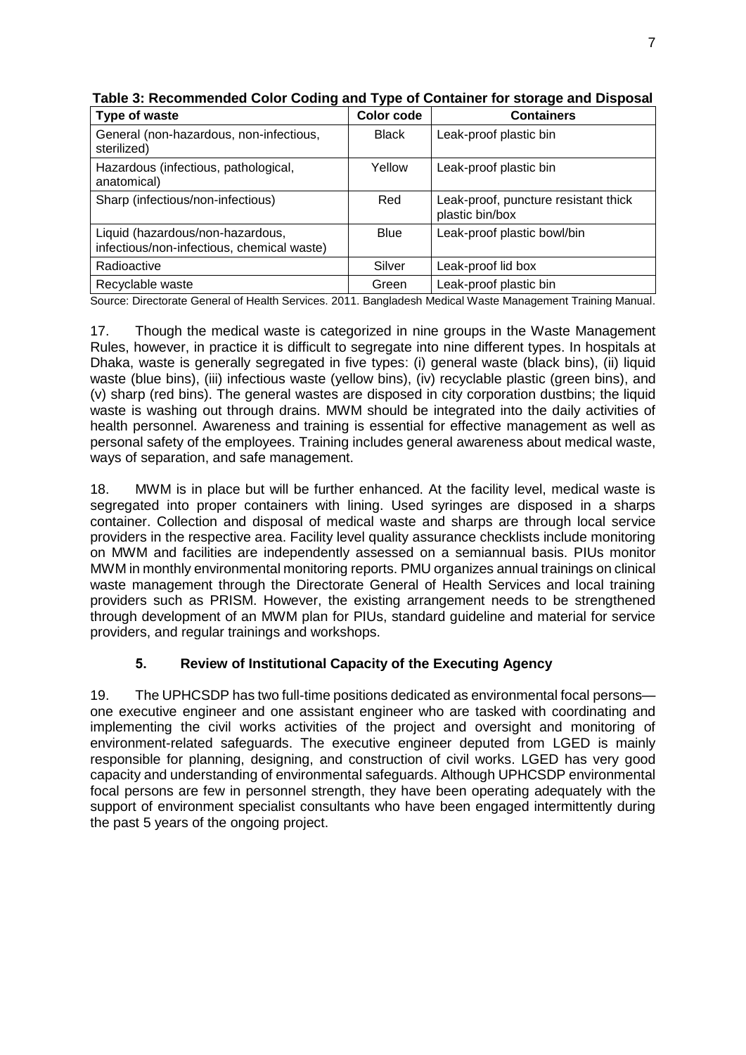**Table 3: Recommended Color Coding and Type of Container for storage and Disposal**

| Type of waste | Color code | Containers |
|---|---|---|
| General (non-hazardous, non-infectious, sterilized) | Black | Leak-proof plastic bin |
| Hazardous (infectious, pathological, anatomical) | Yellow | Leak-proof plastic bin |
| Sharp (infectious/non-infectious) | Red | Leak-proof, puncture resistant thick plastic bin/box |
| Liquid (hazardous/non-hazardous, infectious/non-infectious, chemical waste) | Blue | Leak-proof plastic bowl/bin |
| Radioactive | Silver | Leak-proof lid box |
| Recyclable waste | Green | Leak-proof plastic bin |

Source: Directorate General of Health Services. 2011. Bangladesh Medical Waste Management Training Manual.

17. Though the medical waste is categorized in nine groups in the Waste Management Rules, however, in practice it is difficult to segregate into nine different types. In hospitals at Dhaka, waste is generally segregated in five types: (i) general waste (black bins), (ii) liquid waste (blue bins), (iii) infectious waste (yellow bins), (iv) recyclable plastic (green bins), and (v) sharp (red bins). The general wastes are disposed in city corporation dustbins; the liquid waste is washing out through drains. MWM should be integrated into the daily activities of health personnel. Awareness and training is essential for effective management as well as personal safety of the employees. Training includes general awareness about medical waste, ways of separation, and safe management.

18. MWM is in place but will be further enhanced. At the facility level, medical waste is segregated into proper containers with lining. Used syringes are disposed in a sharps container. Collection and disposal of medical waste and sharps are through local service providers in the respective area. Facility level quality assurance checklists include monitoring on MWM and facilities are independently assessed on a semiannual basis. PIUs monitor MWM in monthly environmental monitoring reports. PMU organizes annual trainings on clinical waste management through the Directorate General of Health Services and local training providers such as PRISM. However, the existing arrangement needs to be strengthened through development of an MWM plan for PIUs, standard guideline and material for service providers, and regular trainings and workshops.

### 5. Review of Institutional Capacity of the Executing Agency

19. The UPHCSDP has two full-time positions dedicated as environmental focal persons—one executive engineer and one assistant engineer who are tasked with coordinating and implementing the civil works activities of the project and oversight and monitoring of environment-related safeguards. The executive engineer deputed from LGED is mainly responsible for planning, designing, and construction of civil works. LGED has very good capacity and understanding of environmental safeguards. Although UPHCSDP environmental focal persons are few in personnel strength, they have been operating adequately with the support of environment specialist consultants who have been engaged intermittently during the past 5 years of the ongoing project.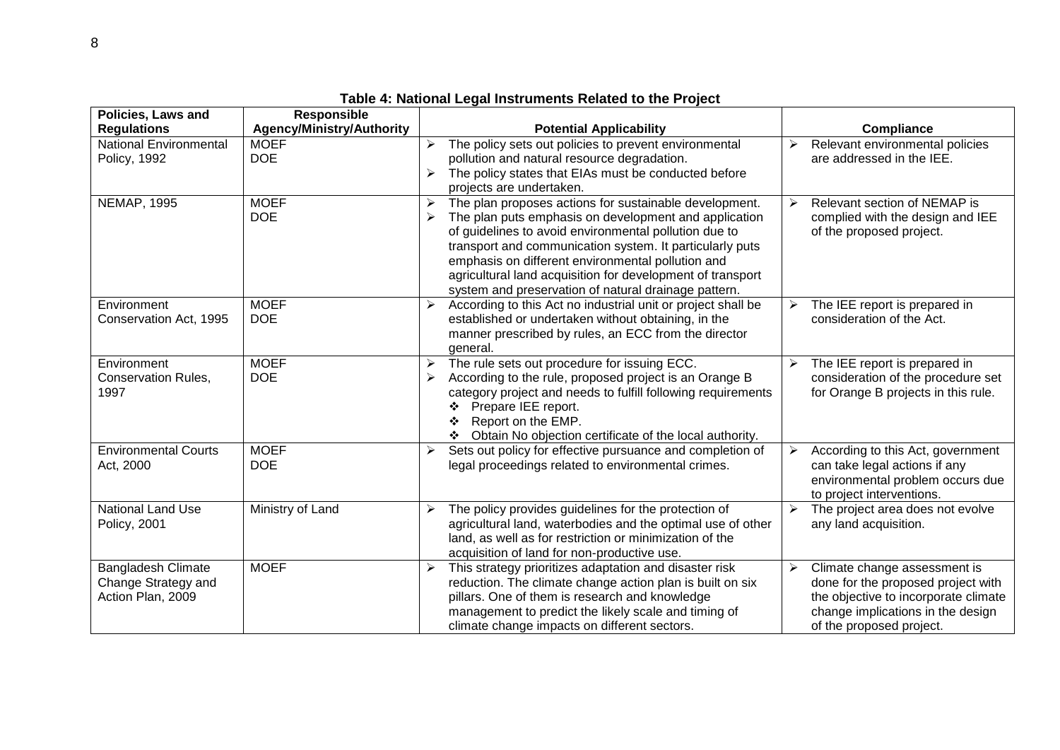**Table 4: National Legal Instruments Related to the Project**

| Policies, Laws and Regulations | Responsible Agency/Ministry/Authority | Potential Applicability | Compliance |
|---|---|---|---|
| National Environmental Policy, 1992 | MOEF<br>DOE | ➢ The policy sets out policies to prevent environmental pollution and natural resource degradation.<br>➢ The policy states that EIAs must be conducted before projects are undertaken. | ➢ Relevant environmental policies are addressed in the IEE. |
| NEMAP, 1995 | MOEF<br>DOE | ➢ The plan proposes actions for sustainable development.<br>➢ The plan puts emphasis on development and application of guidelines to avoid environmental pollution due to transport and communication system. It particularly puts emphasis on different environmental pollution and agricultural land acquisition for development of transport system and preservation of natural drainage pattern. | ➢ Relevant section of NEMAP is complied with the design and IEE of the proposed project. |
| Environment Conservation Act, 1995 | MOEF<br>DOE | ➢ According to this Act no industrial unit or project shall be established or undertaken without obtaining, in the manner prescribed by rules, an ECC from the director general. | ➢ The IEE report is prepared in consideration of the Act. |
| Environment Conservation Rules, 1997 | MOEF<br>DOE | ➢ The rule sets out procedure for issuing ECC.<br>➢ According to the rule, proposed project is an Orange B category project and needs to fulfill following requirements<br>❖ Prepare IEE report.<br>❖ Report on the EMP.<br>❖ Obtain No objection certificate of the local authority. | ➢ The IEE report is prepared in consideration of the procedure set for Orange B projects in this rule. |
| Environmental Courts Act, 2000 | MOEF<br>DOE | ➢ Sets out policy for effective pursuance and completion of legal proceedings related to environmental crimes. | ➢ According to this Act, government can take legal actions if any environmental problem occurs due to project interventions. |
| National Land Use Policy, 2001 | Ministry of Land | ➢ The policy provides guidelines for the protection of agricultural land, waterbodies and the optimal use of other land, as well as for restriction or minimization of the acquisition of land for non-productive use. | ➢ The project area does not evolve any land acquisition. |
| Bangladesh Climate Change Strategy and Action Plan, 2009 | MOEF | ➢ This strategy prioritizes adaptation and disaster risk reduction. The climate change action plan is built on six pillars. One of them is research and knowledge management to predict the likely scale and timing of climate change impacts on different sectors. | ➢ Climate change assessment is done for the proposed project with the objective to incorporate climate change implications in the design of the proposed project. |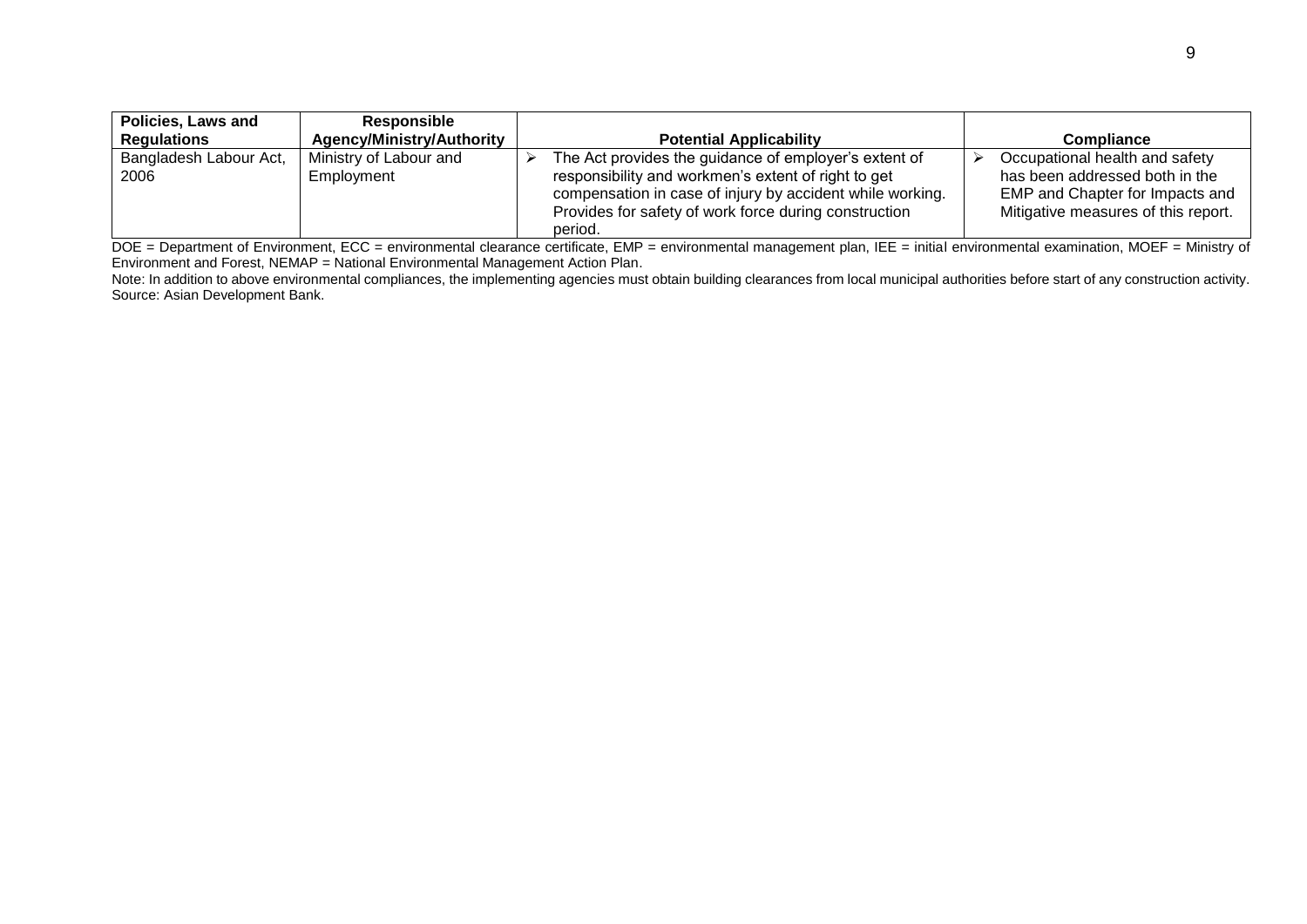| Policies, Laws and Regulations | Responsible Agency/Ministry/Authority | Potential Applicability | Compliance |
|---|---|---|---|
| Bangladesh Labour Act, 2006 | Ministry of Labour and Employment | ➢ The Act provides the guidance of employer's extent of responsibility and workmen's extent of right to get compensation in case of injury by accident while working. Provides for safety of work force during construction period. | ➢ Occupational health and safety has been addressed both in the EMP and Chapter for Impacts and Mitigative measures of this report. |

DOE = Department of Environment, ECC = environmental clearance certificate, EMP = environmental management plan, IEE = initial environmental examination, MOEF = Ministry of Environment and Forest, NEMAP = National Environmental Management Action Plan.

Note: In addition to above environmental compliances, the implementing agencies must obtain building clearances from local municipal authorities before start of any construction activity.

Source: Asian Development Bank.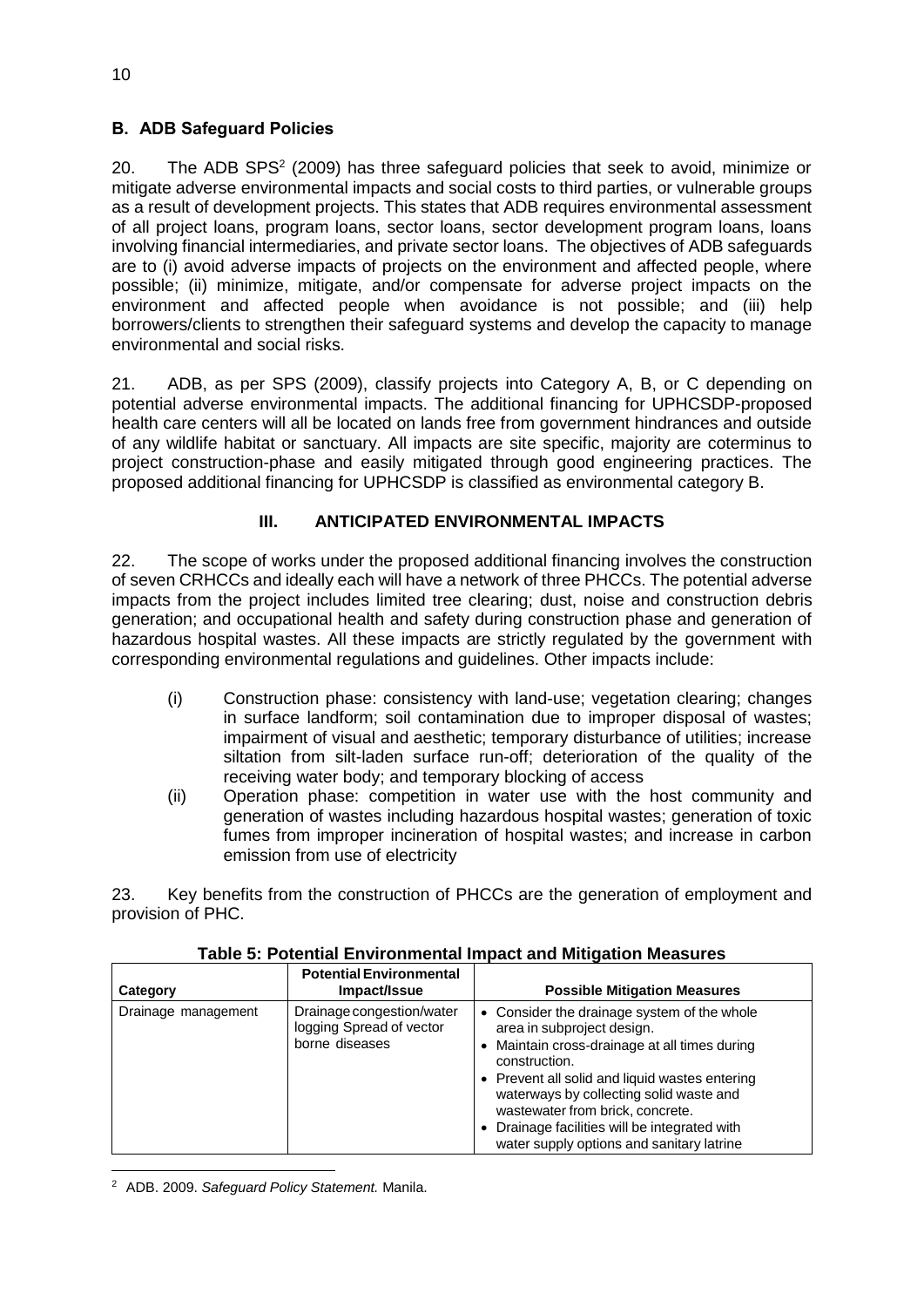## B. ADB Safeguard Policies

20. The ADB SPS[2] (2009) has three safeguard policies that seek to avoid, minimize or mitigate adverse environmental impacts and social costs to third parties, or vulnerable groups as a result of development projects. This states that ADB requires environmental assessment of all project loans, program loans, sector loans, sector development program loans, loans involving financial intermediaries, and private sector loans. The objectives of ADB safeguards are to (i) avoid adverse impacts of projects on the environment and affected people, where possible; (ii) minimize, mitigate, and/or compensate for adverse project impacts on the environment and affected people when avoidance is not possible; and (iii) help borrowers/clients to strengthen their safeguard systems and develop the capacity to manage environmental and social risks.

21. ADB, as per SPS (2009), classify projects into Category A, B, or C depending on potential adverse environmental impacts. The additional financing for UPHCSDP-proposed health care centers will all be located on lands free from government hindrances and outside of any wildlife habitat or sanctuary. All impacts are site specific, majority are coterminus to project construction-phase and easily mitigated through good engineering practices. The proposed additional financing for UPHCSDP is classified as environmental category B.

# III. ANTICIPATED ENVIRONMENTAL IMPACTS

22. The scope of works under the proposed additional financing involves the construction of seven CRHCCs and ideally each will have a network of three PHCCs. The potential adverse impacts from the project includes limited tree clearing; dust, noise and construction debris generation; and occupational health and safety during construction phase and generation of hazardous hospital wastes. All these impacts are strictly regulated by the government with corresponding environmental regulations and guidelines. Other impacts include:

(i) Construction phase: consistency with land-use; vegetation clearing; changes in surface landform; soil contamination due to improper disposal of wastes; impairment of visual and aesthetic; temporary disturbance of utilities; increase siltation from silt-laden surface run-off; deterioration of the quality of the receiving water body; and temporary blocking of access

(ii) Operation phase: competition in water use with the host community and generation of wastes including hazardous hospital wastes; generation of toxic fumes from improper incineration of hospital wastes; and increase in carbon emission from use of electricity

23. Key benefits from the construction of PHCCs are the generation of employment and provision of PHC.

**Table 5: Potential Environmental Impact and Mitigation Measures**

| Category | Potential Environmental Impact/Issue | Possible Mitigation Measures |
| --- | --- | --- |
| Drainage management | Drainage congestion/water logging Spread of vector borne diseases | • Consider the drainage system of the whole area in subproject design.<br>• Maintain cross-drainage at all times during construction.<br>• Prevent all solid and liquid wastes entering waterways by collecting solid waste and wastewater from brick, concrete.<br>• Drainage facilities will be integrated with water supply options and sanitary latrine |

[2] ADB. 2009. *Safeguard Policy Statement.* Manila.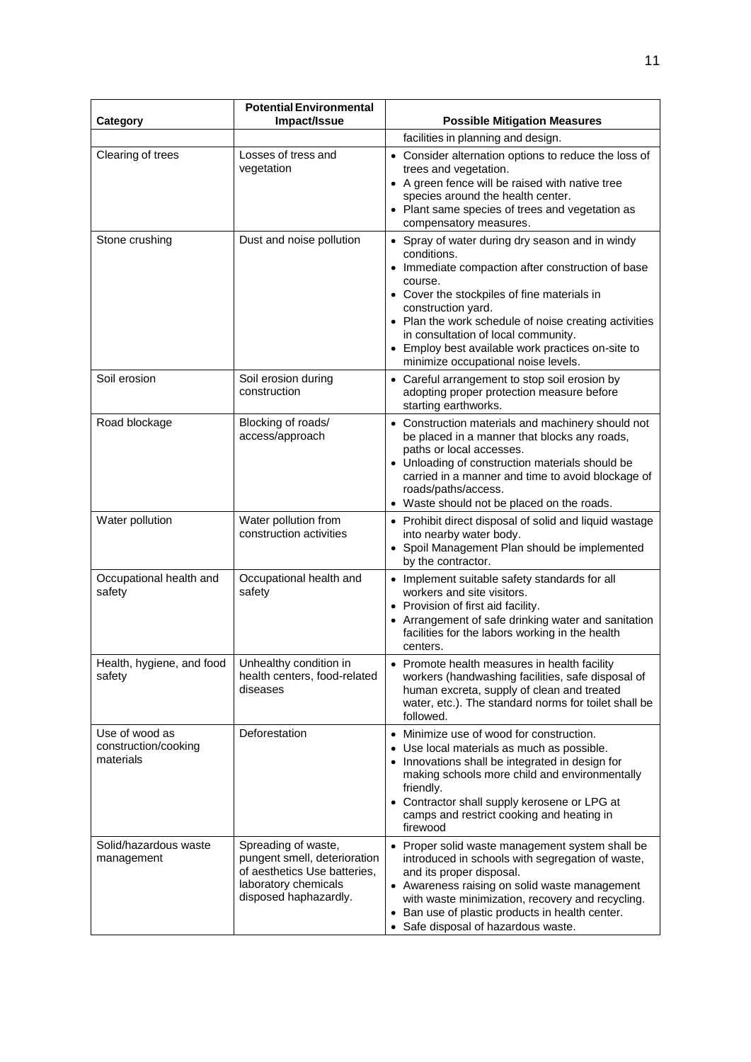| Category | Potential Environmental Impact/Issue | Possible Mitigation Measures |
|---|---|---|
| | | facilities in planning and design. |
| Clearing of trees | Losses of tress and vegetation | • Consider alternation options to reduce the loss of trees and vegetation.<br>• A green fence will be raised with native tree species around the health center.<br>• Plant same species of trees and vegetation as compensatory measures. |
| Stone crushing | Dust and noise pollution | • Spray of water during dry season and in windy conditions.<br>• Immediate compaction after construction of base course.<br>• Cover the stockpiles of fine materials in construction yard.<br>• Plan the work schedule of noise creating activities in consultation of local community.<br>• Employ best available work practices on-site to minimize occupational noise levels. |
| Soil erosion | Soil erosion during construction | • Careful arrangement to stop soil erosion by adopting proper protection measure before starting earthworks. |
| Road blockage | Blocking of roads/ access/approach | • Construction materials and machinery should not be placed in a manner that blocks any roads, paths or local accesses.<br>• Unloading of construction materials should be carried in a manner and time to avoid blockage of roads/paths/access.<br>• Waste should not be placed on the roads. |
| Water pollution | Water pollution from construction activities | • Prohibit direct disposal of solid and liquid wastage into nearby water body.<br>• Spoil Management Plan should be implemented by the contractor. |
| Occupational health and safety | Occupational health and safety | • Implement suitable safety standards for all workers and site visitors.<br>• Provision of first aid facility.<br>• Arrangement of safe drinking water and sanitation facilities for the labors working in the health centers. |
| Health, hygiene, and food safety | Unhealthy condition in health centers, food-related diseases | • Promote health measures in health facility workers (handwashing facilities, safe disposal of human excreta, supply of clean and treated water, etc.). The standard norms for toilet shall be followed. |
| Use of wood as construction/cooking materials | Deforestation | • Minimize use of wood for construction.<br>• Use local materials as much as possible.<br>• Innovations shall be integrated in design for making schools more child and environmentally friendly.<br>• Contractor shall supply kerosene or LPG at camps and restrict cooking and heating in firewood |
| Solid/hazardous waste management | Spreading of waste, pungent smell, deterioration of aesthetics Use batteries, laboratory chemicals disposed haphazardly. | • Proper solid waste management system shall be introduced in schools with segregation of waste, and its proper disposal.<br>• Awareness raising on solid waste management with waste minimization, recovery and recycling.<br>• Ban use of plastic products in health center.<br>• Safe disposal of hazardous waste. |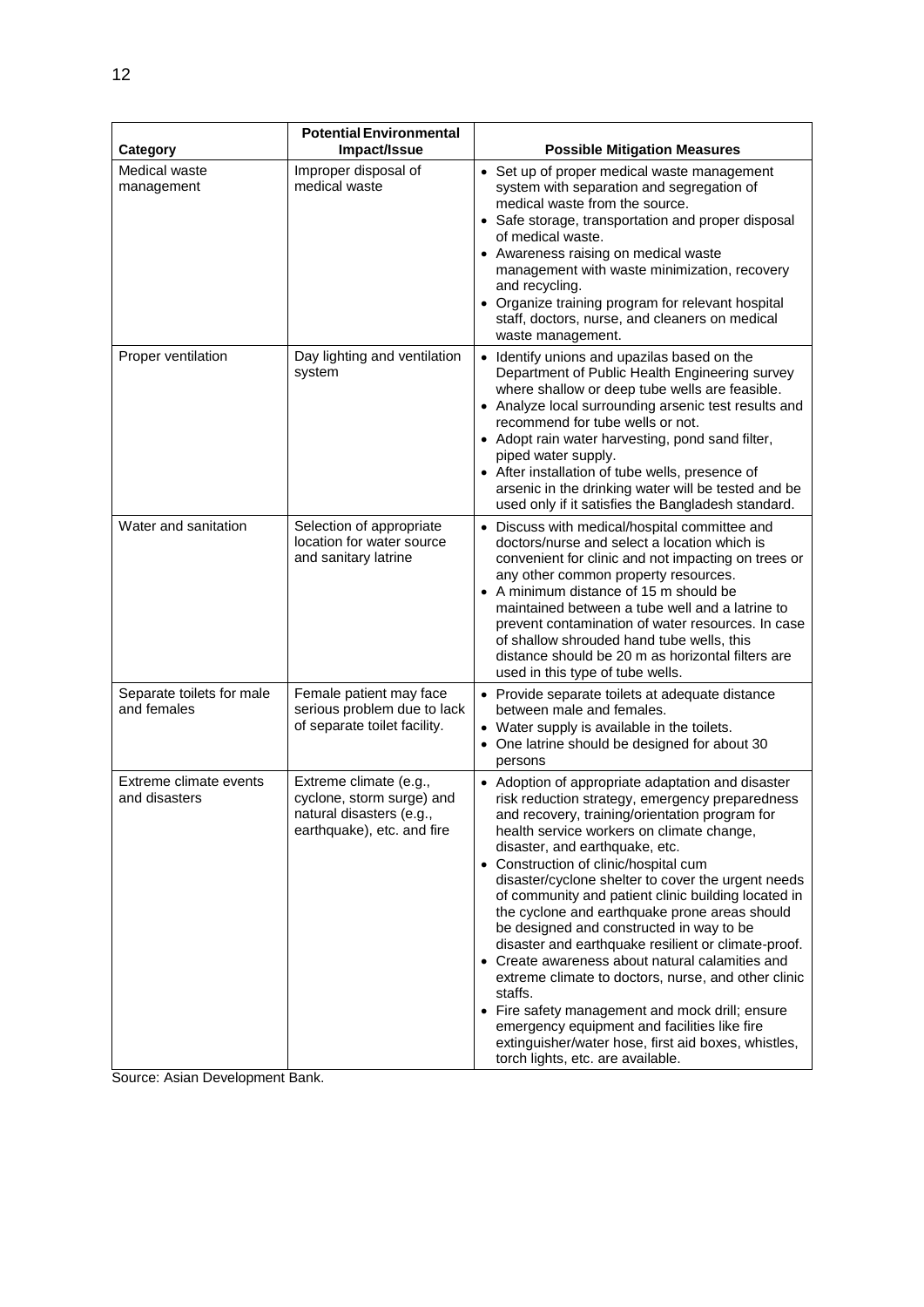| Category | Potential Environmental Impact/Issue | Possible Mitigation Measures |
|---|---|---|
| Medical waste management | Improper disposal of medical waste | • Set up of proper medical waste management system with separation and segregation of medical waste from the source.<br>• Safe storage, transportation and proper disposal of medical waste.<br>• Awareness raising on medical waste management with waste minimization, recovery and recycling.<br>• Organize training program for relevant hospital staff, doctors, nurse, and cleaners on medical waste management. |
| Proper ventilation | Day lighting and ventilation system | • Identify unions and upazilas based on the Department of Public Health Engineering survey where shallow or deep tube wells are feasible.<br>• Analyze local surrounding arsenic test results and recommend for tube wells or not.<br>• Adopt rain water harvesting, pond sand filter, piped water supply.<br>• After installation of tube wells, presence of arsenic in the drinking water will be tested and be used only if it satisfies the Bangladesh standard. |
| Water and sanitation | Selection of appropriate location for water source and sanitary latrine | • Discuss with medical/hospital committee and doctors/nurse and select a location which is convenient for clinic and not impacting on trees or any other common property resources.<br>• A minimum distance of 15 m should be maintained between a tube well and a latrine to prevent contamination of water resources. In case of shallow shrouded hand tube wells, this distance should be 20 m as horizontal filters are used in this type of tube wells. |
| Separate toilets for male and females | Female patient may face serious problem due to lack of separate toilet facility. | • Provide separate toilets at adequate distance between male and females.<br>• Water supply is available in the toilets.<br>• One latrine should be designed for about 30 persons |
| Extreme climate events and disasters | Extreme climate (e.g., cyclone, storm surge) and natural disasters (e.g., earthquake), etc. and fire | • Adoption of appropriate adaptation and disaster risk reduction strategy, emergency preparedness and recovery, training/orientation program for health service workers on climate change, disaster, and earthquake, etc.<br>• Construction of clinic/hospital cum disaster/cyclone shelter to cover the urgent needs of community and patient clinic building located in the cyclone and earthquake prone areas should be designed and constructed in way to be disaster and earthquake resilient or climate-proof.<br>• Create awareness about natural calamities and extreme climate to doctors, nurse, and other clinic staffs.<br>• Fire safety management and mock drill; ensure emergency equipment and facilities like fire extinguisher/water hose, first aid boxes, whistles, torch lights, etc. are available. |

Source: Asian Development Bank.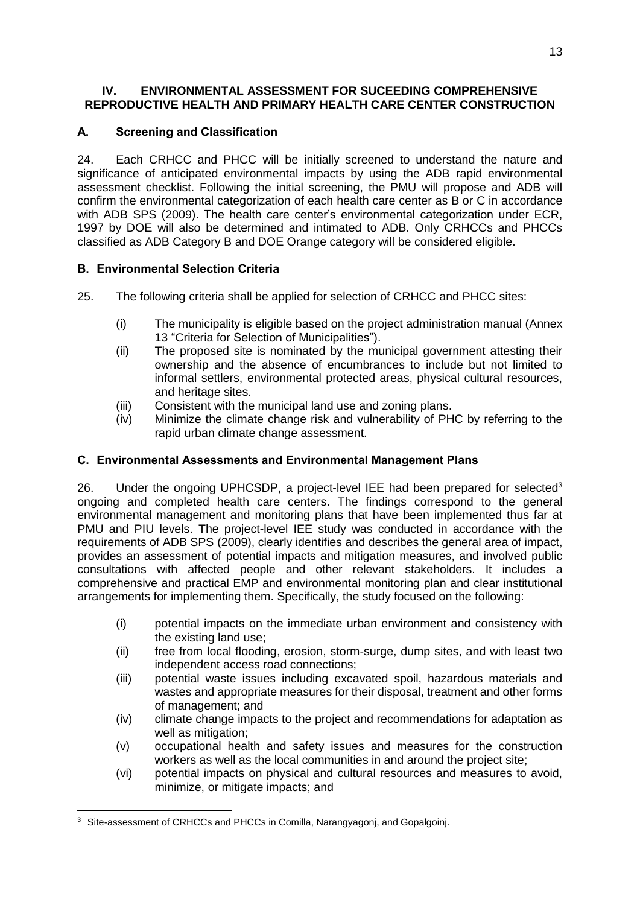## IV. ENVIRONMENTAL ASSESSMENT FOR SUCEEDING COMPREHENSIVE REPRODUCTIVE HEALTH AND PRIMARY HEALTH CARE CENTER CONSTRUCTION

### A. Screening and Classification

24. Each CRHCC and PHCC will be initially screened to understand the nature and significance of anticipated environmental impacts by using the ADB rapid environmental assessment checklist. Following the initial screening, the PMU will propose and ADB will confirm the environmental categorization of each health care center as B or C in accordance with ADB SPS (2009). The health care center's environmental categorization under ECR, 1997 by DOE will also be determined and intimated to ADB. Only CRHCCs and PHCCs classified as ADB Category B and DOE Orange category will be considered eligible.

### B. Environmental Selection Criteria

25. The following criteria shall be applied for selection of CRHCC and PHCC sites:

(i) The municipality is eligible based on the project administration manual (Annex 13 "Criteria for Selection of Municipalities").

(ii) The proposed site is nominated by the municipal government attesting their ownership and the absence of encumbrances to include but not limited to informal settlers, environmental protected areas, physical cultural resources, and heritage sites.

(iii) Consistent with the municipal land use and zoning plans.

(iv) Minimize the climate change risk and vulnerability of PHC by referring to the rapid urban climate change assessment.

### C. Environmental Assessments and Environmental Management Plans

26. Under the ongoing UPHCSDP, a project-level IEE had been prepared for selected[3] ongoing and completed health care centers. The findings correspond to the general environmental management and monitoring plans that have been implemented thus far at PMU and PIU levels. The project-level IEE study was conducted in accordance with the requirements of ADB SPS (2009), clearly identifies and describes the general area of impact, provides an assessment of potential impacts and mitigation measures, and involved public consultations with affected people and other relevant stakeholders. It includes a comprehensive and practical EMP and environmental monitoring plan and clear institutional arrangements for implementing them. Specifically, the study focused on the following:

(i) potential impacts on the immediate urban environment and consistency with the existing land use;

(ii) free from local flooding, erosion, storm-surge, dump sites, and with least two independent access road connections;

(iii) potential waste issues including excavated spoil, hazardous materials and wastes and appropriate measures for their disposal, treatment and other forms of management; and

(iv) climate change impacts to the project and recommendations for adaptation as well as mitigation;

(v) occupational health and safety issues and measures for the construction workers as well as the local communities in and around the project site;

(vi) potential impacts on physical and cultural resources and measures to avoid, minimize, or mitigate impacts; and

---

[3] Site-assessment of CRHCCs and PHCCs in Comilla, Narangyagonj, and Gopalgoinj.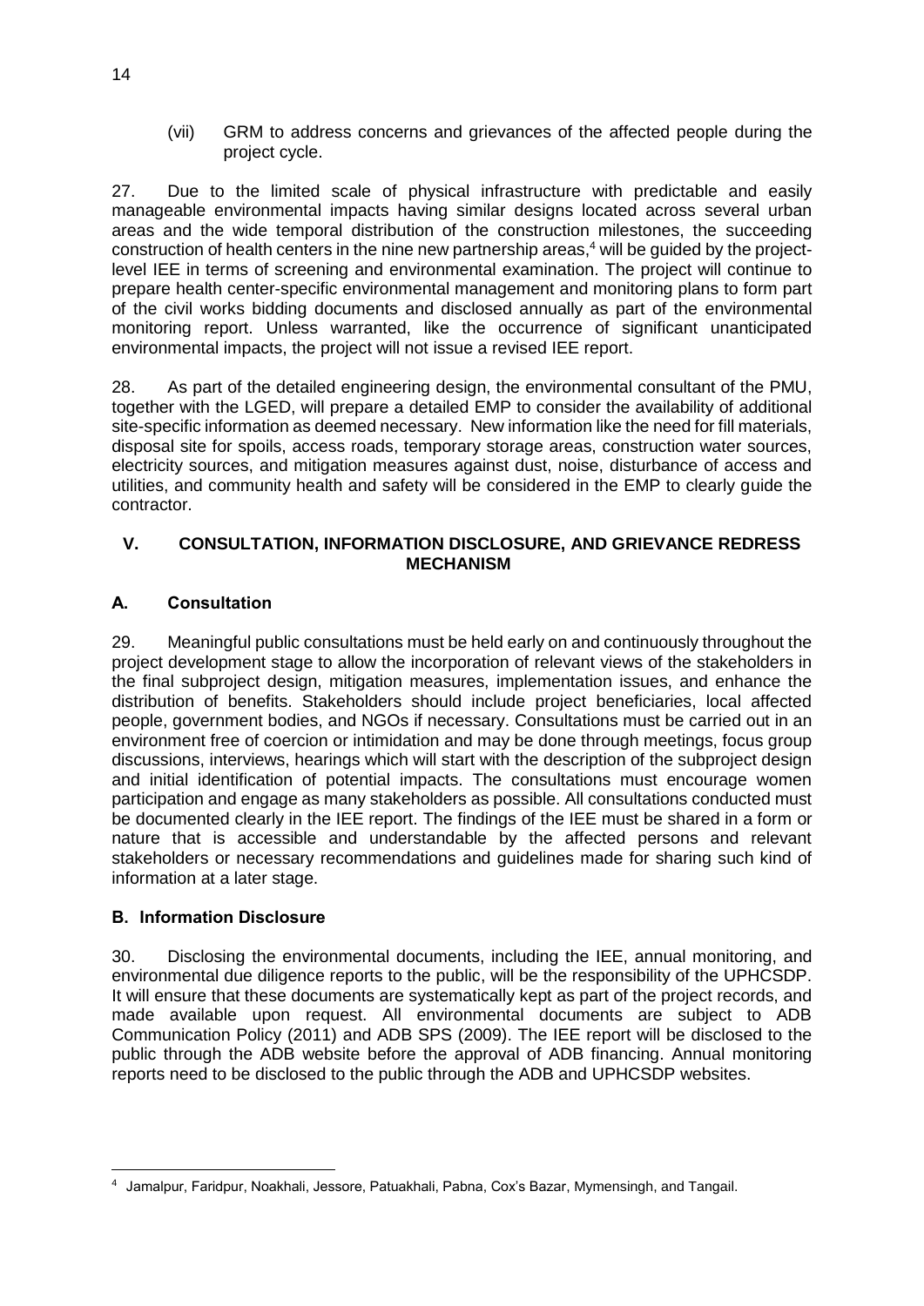(vii) GRM to address concerns and grievances of the affected people during the project cycle.

27. Due to the limited scale of physical infrastructure with predictable and easily manageable environmental impacts having similar designs located across several urban areas and the wide temporal distribution of the construction milestones, the succeeding construction of health centers in the nine new partnership areas,[4] will be guided by the project-level IEE in terms of screening and environmental examination. The project will continue to prepare health center-specific environmental management and monitoring plans to form part of the civil works bidding documents and disclosed annually as part of the environmental monitoring report. Unless warranted, like the occurrence of significant unanticipated environmental impacts, the project will not issue a revised IEE report.

28. As part of the detailed engineering design, the environmental consultant of the PMU, together with the LGED, will prepare a detailed EMP to consider the availability of additional site-specific information as deemed necessary. New information like the need for fill materials, disposal site for spoils, access roads, temporary storage areas, construction water sources, electricity sources, and mitigation measures against dust, noise, disturbance of access and utilities, and community health and safety will be considered in the EMP to clearly guide the contractor.

## V. CONSULTATION, INFORMATION DISCLOSURE, AND GRIEVANCE REDRESS MECHANISM

### A. Consultation

29. Meaningful public consultations must be held early on and continuously throughout the project development stage to allow the incorporation of relevant views of the stakeholders in the final subproject design, mitigation measures, implementation issues, and enhance the distribution of benefits. Stakeholders should include project beneficiaries, local affected people, government bodies, and NGOs if necessary. Consultations must be carried out in an environment free of coercion or intimidation and may be done through meetings, focus group discussions, interviews, hearings which will start with the description of the subproject design and initial identification of potential impacts. The consultations must encourage women participation and engage as many stakeholders as possible. All consultations conducted must be documented clearly in the IEE report. The findings of the IEE must be shared in a form or nature that is accessible and understandable by the affected persons and relevant stakeholders or necessary recommendations and guidelines made for sharing such kind of information at a later stage.

### B. Information Disclosure

30. Disclosing the environmental documents, including the IEE, annual monitoring, and environmental due diligence reports to the public, will be the responsibility of the UPHCSDP. It will ensure that these documents are systematically kept as part of the project records, and made available upon request. All environmental documents are subject to ADB Communication Policy (2011) and ADB SPS (2009). The IEE report will be disclosed to the public through the ADB website before the approval of ADB financing. Annual monitoring reports need to be disclosed to the public through the ADB and UPHCSDP websites.

---

[4] Jamalpur, Faridpur, Noakhali, Jessore, Patuakhali, Pabna, Cox's Bazar, Mymensingh, and Tangail.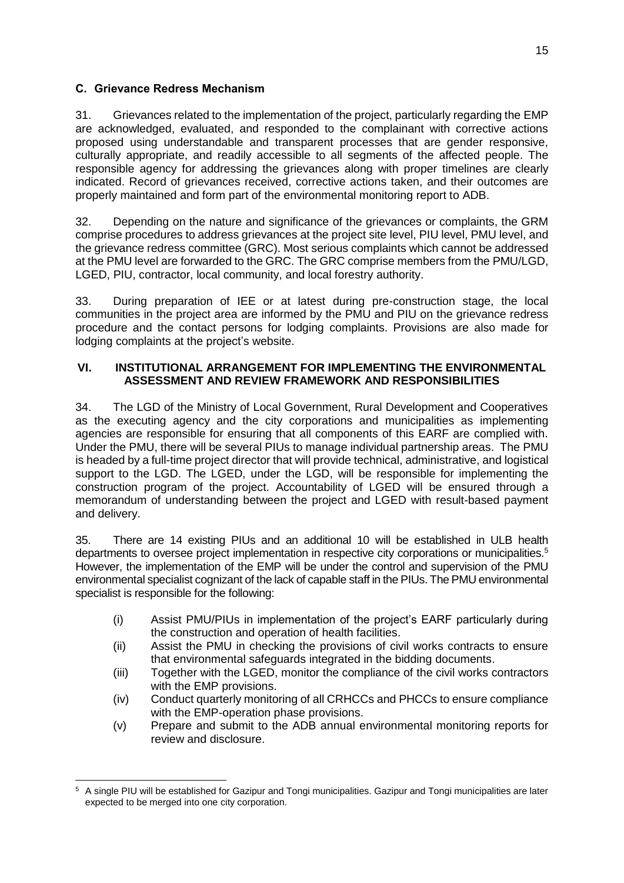### C. Grievance Redress Mechanism

31. Grievances related to the implementation of the project, particularly regarding the EMP are acknowledged, evaluated, and responded to the complainant with corrective actions proposed using understandable and transparent processes that are gender responsive, culturally appropriate, and readily accessible to all segments of the affected people. The responsible agency for addressing the grievances along with proper timelines are clearly indicated. Record of grievances received, corrective actions taken, and their outcomes are properly maintained and form part of the environmental monitoring report to ADB.

32. Depending on the nature and significance of the grievances or complaints, the GRM comprise procedures to address grievances at the project site level, PIU level, PMU level, and the grievance redress committee (GRC). Most serious complaints which cannot be addressed at the PMU level are forwarded to the GRC. The GRC comprise members from the PMU/LGD, LGED, PIU, contractor, local community, and local forestry authority.

33. During preparation of IEE or at latest during pre-construction stage, the local communities in the project area are informed by the PMU and PIU on the grievance redress procedure and the contact persons for lodging complaints. Provisions are also made for lodging complaints at the project's website.

## VI. INSTITUTIONAL ARRANGEMENT FOR IMPLEMENTING THE ENVIRONMENTAL ASSESSMENT AND REVIEW FRAMEWORK AND RESPONSIBILITIES

34. The LGD of the Ministry of Local Government, Rural Development and Cooperatives as the executing agency and the city corporations and municipalities as implementing agencies are responsible for ensuring that all components of this EARF are complied with. Under the PMU, there will be several PIUs to manage individual partnership areas. The PMU is headed by a full-time project director that will provide technical, administrative, and logistical support to the LGD. The LGED, under the LGD, will be responsible for implementing the construction program of the project. Accountability of LGED will be ensured through a memorandum of understanding between the project and LGED with result-based payment and delivery.

35. There are 14 existing PIUs and an additional 10 will be established in ULB health departments to oversee project implementation in respective city corporations or municipalities.[5] However, the implementation of the EMP will be under the control and supervision of the PMU environmental specialist cognizant of the lack of capable staff in the PIUs. The PMU environmental specialist is responsible for the following:

(i) Assist PMU/PIUs in implementation of the project's EARF particularly during the construction and operation of health facilities.

(ii) Assist the PMU in checking the provisions of civil works contracts to ensure that environmental safeguards integrated in the bidding documents.

(iii) Together with the LGED, monitor the compliance of the civil works contractors with the EMP provisions.

(iv) Conduct quarterly monitoring of all CRHCCs and PHCCs to ensure compliance with the EMP-operation phase provisions.

(v) Prepare and submit to the ADB annual environmental monitoring reports for review and disclosure.

---

[5] A single PIU will be established for Gazipur and Tongi municipalities. Gazipur and Tongi municipalities are later expected to be merged into one city corporation.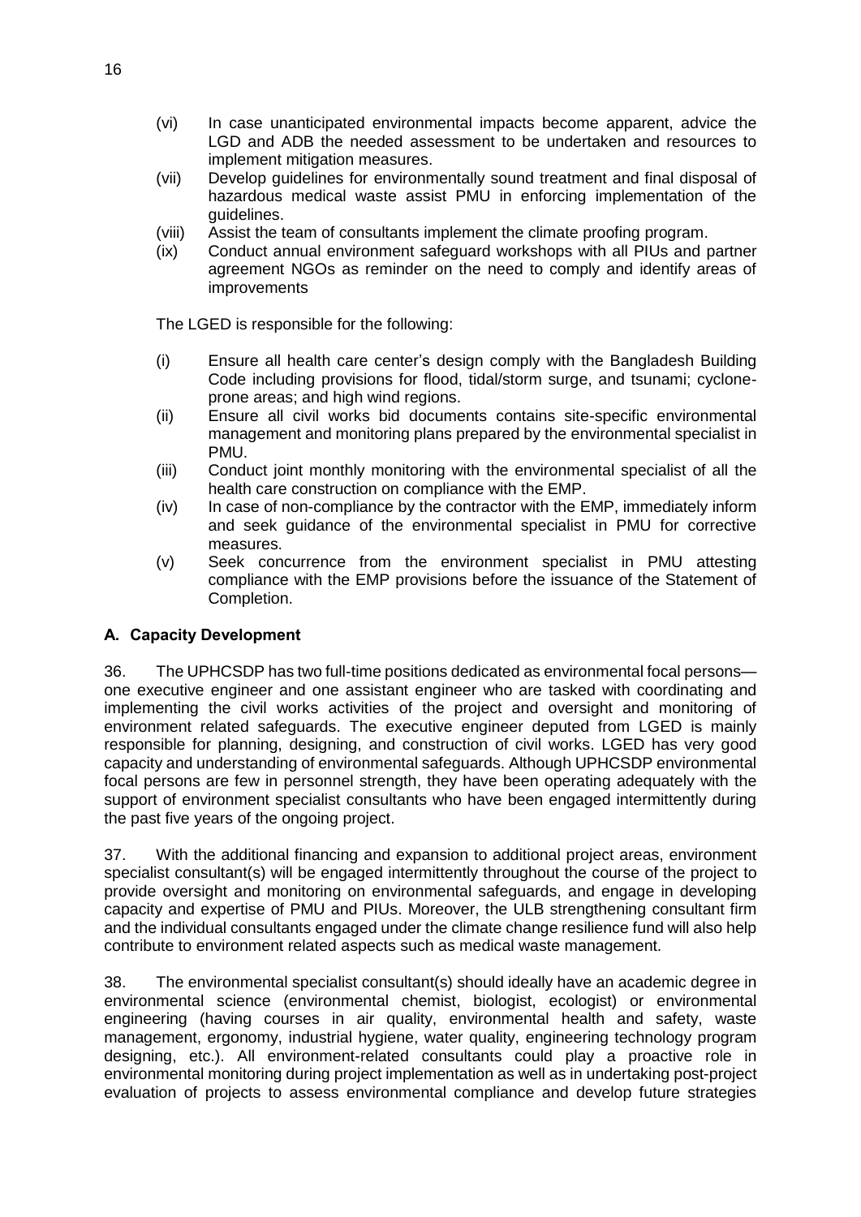(vi) In case unanticipated environmental impacts become apparent, advice the LGD and ADB the needed assessment to be undertaken and resources to implement mitigation measures.

(vii) Develop guidelines for environmentally sound treatment and final disposal of hazardous medical waste assist PMU in enforcing implementation of the guidelines.

(viii) Assist the team of consultants implement the climate proofing program.

(ix) Conduct annual environment safeguard workshops with all PIUs and partner agreement NGOs as reminder on the need to comply and identify areas of improvements

The LGED is responsible for the following:

(i) Ensure all health care center's design comply with the Bangladesh Building Code including provisions for flood, tidal/storm surge, and tsunami; cyclone-prone areas; and high wind regions.

(ii) Ensure all civil works bid documents contains site-specific environmental management and monitoring plans prepared by the environmental specialist in PMU.

(iii) Conduct joint monthly monitoring with the environmental specialist of all the health care construction on compliance with the EMP.

(iv) In case of non-compliance by the contractor with the EMP, immediately inform and seek guidance of the environmental specialist in PMU for corrective measures.

(v) Seek concurrence from the environment specialist in PMU attesting compliance with the EMP provisions before the issuance of the Statement of Completion.

### A. Capacity Development

36. The UPHCSDP has two full-time positions dedicated as environmental focal persons—one executive engineer and one assistant engineer who are tasked with coordinating and implementing the civil works activities of the project and oversight and monitoring of environment related safeguards. The executive engineer deputed from LGED is mainly responsible for planning, designing, and construction of civil works. LGED has very good capacity and understanding of environmental safeguards. Although UPHCSDP environmental focal persons are few in personnel strength, they have been operating adequately with the support of environment specialist consultants who have been engaged intermittently during the past five years of the ongoing project.

37. With the additional financing and expansion to additional project areas, environment specialist consultant(s) will be engaged intermittently throughout the course of the project to provide oversight and monitoring on environmental safeguards, and engage in developing capacity and expertise of PMU and PIUs. Moreover, the ULB strengthening consultant firm and the individual consultants engaged under the climate change resilience fund will also help contribute to environment related aspects such as medical waste management.

38. The environmental specialist consultant(s) should ideally have an academic degree in environmental science (environmental chemist, biologist, ecologist) or environmental engineering (having courses in air quality, environmental health and safety, waste management, ergonomy, industrial hygiene, water quality, engineering technology program designing, etc.). All environment-related consultants could play a proactive role in environmental monitoring during project implementation as well as in undertaking post-project evaluation of projects to assess environmental compliance and develop future strategies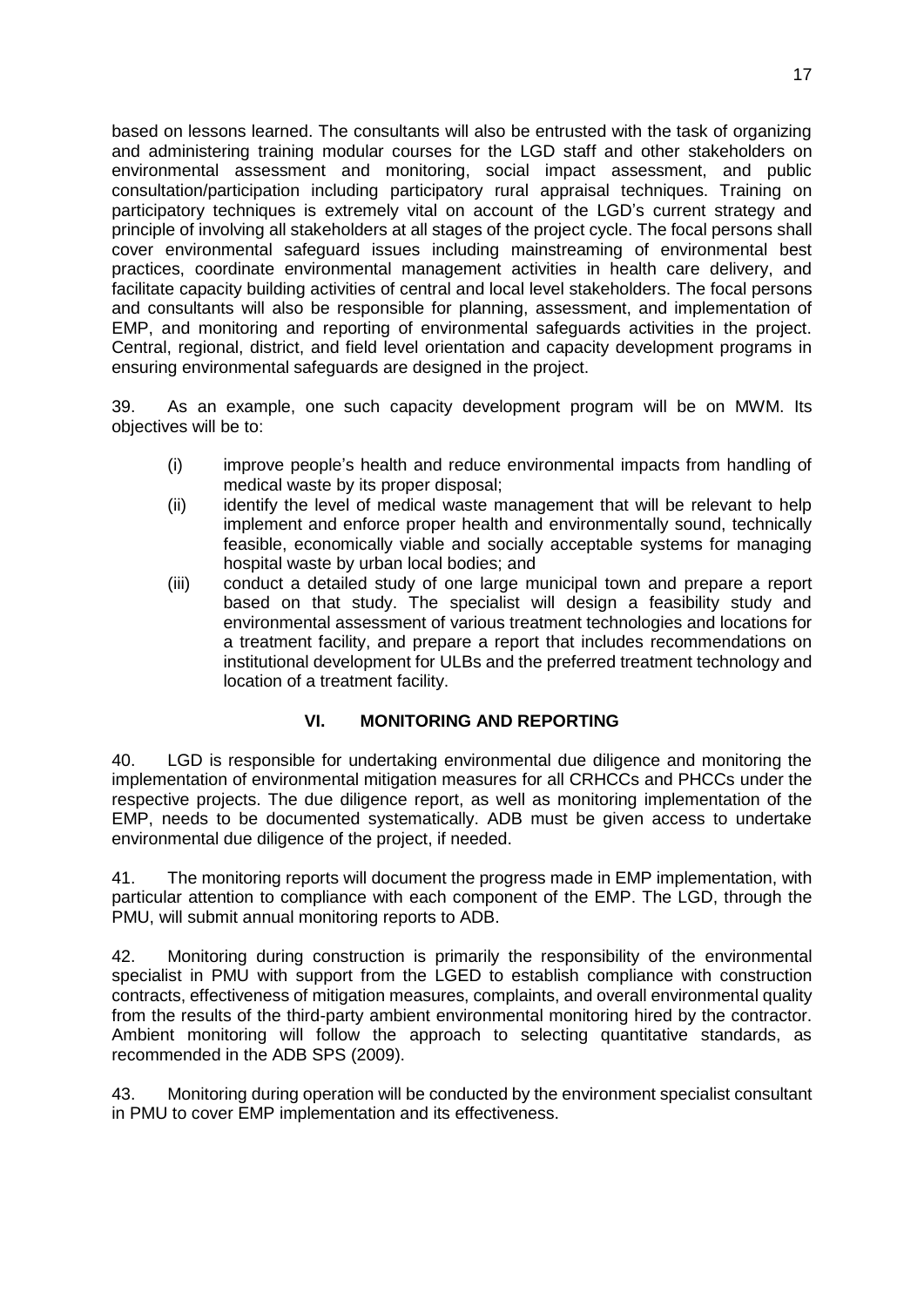based on lessons learned. The consultants will also be entrusted with the task of organizing and administering training modular courses for the LGD staff and other stakeholders on environmental assessment and monitoring, social impact assessment, and public consultation/participation including participatory rural appraisal techniques. Training on participatory techniques is extremely vital on account of the LGD's current strategy and principle of involving all stakeholders at all stages of the project cycle. The focal persons shall cover environmental safeguard issues including mainstreaming of environmental best practices, coordinate environmental management activities in health care delivery, and facilitate capacity building activities of central and local level stakeholders. The focal persons and consultants will also be responsible for planning, assessment, and implementation of EMP, and monitoring and reporting of environmental safeguards activities in the project. Central, regional, district, and field level orientation and capacity development programs in ensuring environmental safeguards are designed in the project.

39. As an example, one such capacity development program will be on MWM. Its objectives will be to:

(i) improve people's health and reduce environmental impacts from handling of medical waste by its proper disposal;

(ii) identify the level of medical waste management that will be relevant to help implement and enforce proper health and environmentally sound, technically feasible, economically viable and socially acceptable systems for managing hospital waste by urban local bodies; and

(iii) conduct a detailed study of one large municipal town and prepare a report based on that study. The specialist will design a feasibility study and environmental assessment of various treatment technologies and locations for a treatment facility, and prepare a report that includes recommendations on institutional development for ULBs and the preferred treatment technology and location of a treatment facility.

## VI. MONITORING AND REPORTING

40. LGD is responsible for undertaking environmental due diligence and monitoring the implementation of environmental mitigation measures for all CRHCCs and PHCCs under the respective projects. The due diligence report, as well as monitoring implementation of the EMP, needs to be documented systematically. ADB must be given access to undertake environmental due diligence of the project, if needed.

41. The monitoring reports will document the progress made in EMP implementation, with particular attention to compliance with each component of the EMP. The LGD, through the PMU, will submit annual monitoring reports to ADB.

42. Monitoring during construction is primarily the responsibility of the environmental specialist in PMU with support from the LGED to establish compliance with construction contracts, effectiveness of mitigation measures, complaints, and overall environmental quality from the results of the third-party ambient environmental monitoring hired by the contractor. Ambient monitoring will follow the approach to selecting quantitative standards, as recommended in the ADB SPS (2009).

43. Monitoring during operation will be conducted by the environment specialist consultant in PMU to cover EMP implementation and its effectiveness.